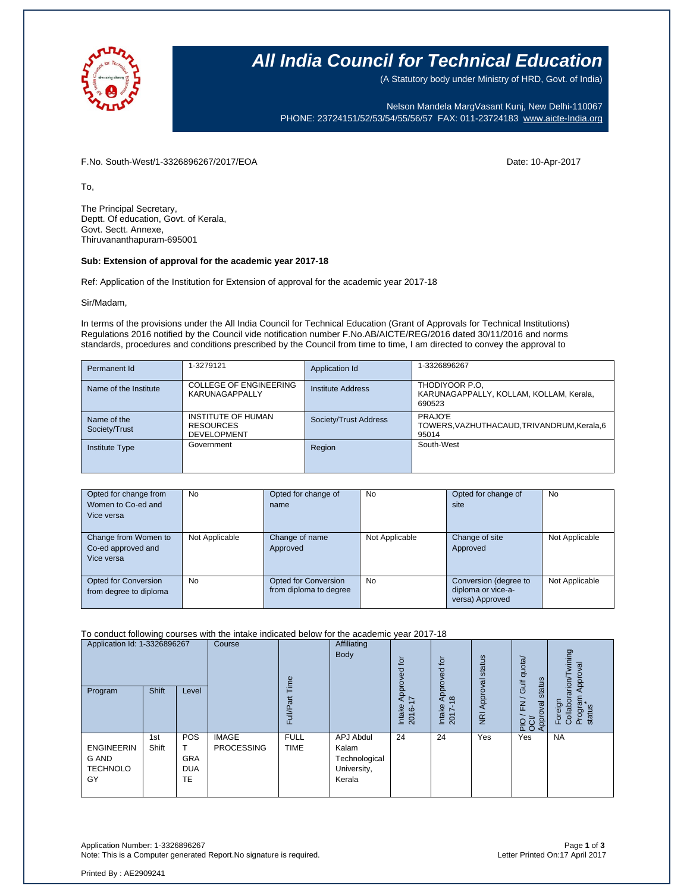# All India Council for Technical Education

(A Statutory body under Ministry of HRD, Govt. of India)

Nelson Mandela MargVasant Kunj, New Delhi-110067
PHONE: 23724151/52/53/54/55/56/57 FAX: 011-23724183 www.aicte-India.org

F.No. South-West/1-3326896267/2017/EOA

Date: 10-Apr-2017

To,

The Principal Secretary,
Deptt. Of education, Govt. of Kerala,
Govt. Sectt. Annexe,
Thiruvananthapuram-695001

**Sub: Extension of approval for the academic year 2017-18**

Ref: Application of the Institution for Extension of approval for the academic year 2017-18

Sir/Madam,

In terms of the provisions under the All India Council for Technical Education (Grant of Approvals for Technical Institutions) Regulations 2016 notified by the Council vide notification number F.No.AB/AICTE/REG/2016 dated 30/11/2016 and norms standards, procedures and conditions prescribed by the Council from time to time, I am directed to convey the approval to

| Permanent Id | 1-3279121 | Application Id | 1-3326896267 |
|---|---|---|---|
| Name of the Institute | COLLEGE OF ENGINEERING KARUNAGAPPALLY | Institute Address | THODIYOOR P.O, KARUNAGAPPALLY, KOLLAM, KOLLAM, Kerala, 690523 |
| Name of the Society/Trust | INSTITUTE OF HUMAN RESOURCES DEVELOPMENT | Society/Trust Address | PRAJO'E TOWERS,VAZHUTHACAUD,TRIVANDRUM,Kerala,695014 |
| Institute Type | Government | Region | South-West |

| Opted for change from Women to Co-ed and Vice versa | No | Opted for change of name | No | Opted for change of site | No |
|---|---|---|---|---|---|
| Change from Women to Co-ed approved and Vice versa | Not Applicable | Change of name Approved | Not Applicable | Change of site Approved | Not Applicable |
| Opted for Conversion from degree to diploma | No | Opted for Conversion from diploma to degree | No | Conversion (degree to diploma or vice-a-versa) Approved | Not Applicable |

To conduct following courses with the intake indicated below for the academic year 2017-18

| Application Id: 1-3326896267 | | | Course | Full/Part Time | Affiliating Body | Intake Approved for 2016-17 | Intake Approved for 2017-18 | NRI Approval status | PIO / FN / Gulf quota/ OCI/ Approval status | Foreign Collaboration/Twining Program Approval status* |
|---|---|---|---|---|---|---|---|---|---|---|
| Program | Shift | Level | | | | | | | | |
| ENGINEERING AND TECHNOLOGY | 1st Shift | POST GRADUATE | IMAGE PROCESSING | FULL TIME | APJ Abdul Kalam Technological University, Kerala | 24 | 24 | Yes | Yes | NA |

Application Number: 1-3326896267
Note: This is a Computer generated Report.No signature is required.

Letter Printed On:17 April 2017

Printed By : AE2909241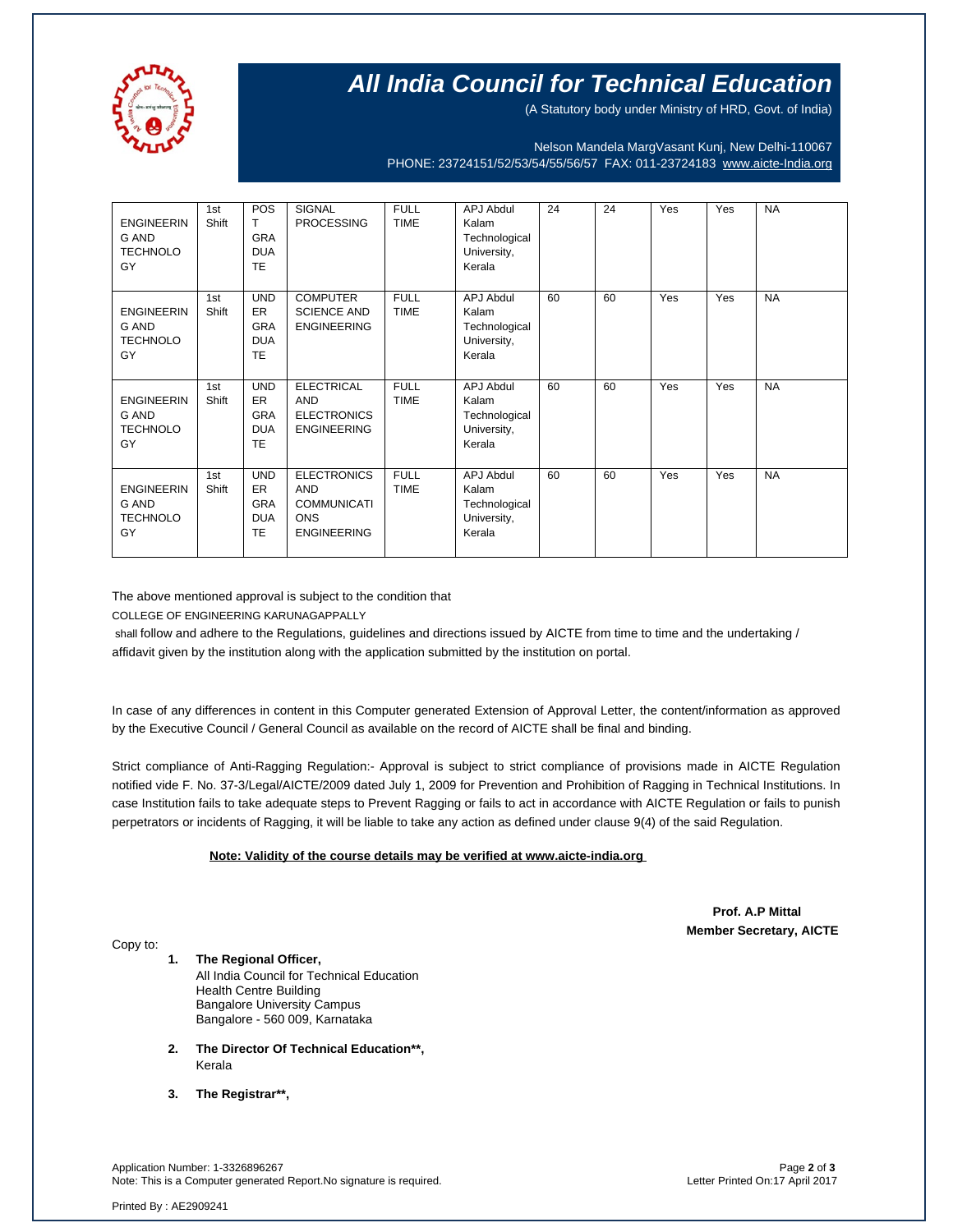# All India Council for Technical Education

(A Statutory body under Ministry of HRD, Govt. of India)

Nelson Mandela MargVasant Kunj, New Delhi-110067
PHONE: 23724151/52/53/54/55/56/57 FAX: 011-23724183 www.aicte-India.org

| | | | | | | | | | | |
|---|---|---|---|---|---|---|---|---|---|---|
| ENGINEERING AND TECHNOLOGY | 1st Shift | POST GRADUATE | SIGNAL PROCESSING | FULL TIME | APJ Abdul Kalam Technological University, Kerala | 24 | 24 | Yes | Yes | NA |
| ENGINEERING AND TECHNOLOGY | 1st Shift | UNDER GRADUATE | COMPUTER SCIENCE AND ENGINEERING | FULL TIME | APJ Abdul Kalam Technological University, Kerala | 60 | 60 | Yes | Yes | NA |
| ENGINEERING AND TECHNOLOGY | 1st Shift | UNDER GRADUATE | ELECTRICAL AND ELECTRONICS ENGINEERING | FULL TIME | APJ Abdul Kalam Technological University, Kerala | 60 | 60 | Yes | Yes | NA |
| ENGINEERING AND TECHNOLOGY | 1st Shift | UNDER GRADUATE | ELECTRONICS AND COMMUNICATIONS ENGINEERING | FULL TIME | APJ Abdul Kalam Technological University, Kerala | 60 | 60 | Yes | Yes | NA |

The above mentioned approval is subject to the condition that

COLLEGE OF ENGINEERING KARUNAGAPPALLY

shall follow and adhere to the Regulations, guidelines and directions issued by AICTE from time to time and the undertaking / affidavit given by the institution along with the application submitted by the institution on portal.

In case of any differences in content in this Computer generated Extension of Approval Letter, the content/information as approved by the Executive Council / General Council as available on the record of AICTE shall be final and binding.

Strict compliance of Anti-Ragging Regulation:- Approval is subject to strict compliance of provisions made in AICTE Regulation notified vide F. No. 37-3/Legal/AICTE/2009 dated July 1, 2009 for Prevention and Prohibition of Ragging in Technical Institutions. In case Institution fails to take adequate steps to Prevent Ragging or fails to act in accordance with AICTE Regulation or fails to punish perpetrators or incidents of Ragging, it will be liable to take any action as defined under clause 9(4) of the said Regulation.

**Note: Validity of the course details may be verified at www.aicte-india.org**

**Prof. A.P Mittal**
**Member Secretary, AICTE**

Copy to:

1. **The Regional Officer,**
   All India Council for Technical Education
   Health Centre Building
   Bangalore University Campus
   Bangalore - 560 009, Karnataka

2. **The Director Of Technical Education\*\*,**
   Kerala

3. **The Registrar\*\*,**

Application Number: 1-3326896267
Note: This is a Computer generated Report.No signature is required.

Letter Printed On:17 April 2017

Printed By : AE2909241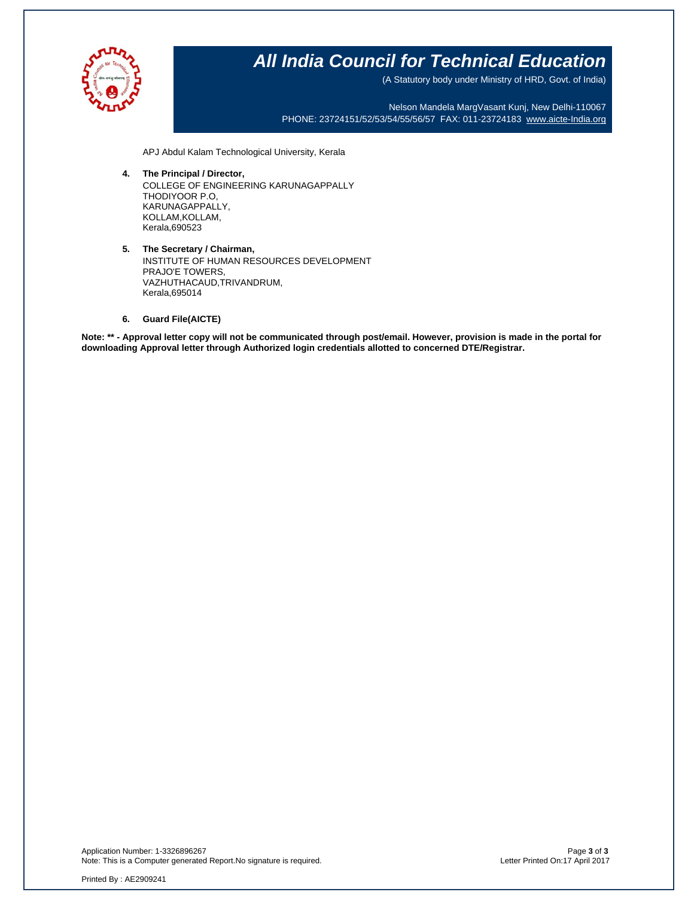APJ Abdul Kalam Technological University, Kerala

4. **The Principal / Director,**
   COLLEGE OF ENGINEERING KARUNAGAPPALLY
   THODIYOOR P.O,
   KARUNAGAPPALLY,
   KOLLAM,KOLLAM,
   Kerala,690523

5. **The Secretary / Chairman,**
   INSTITUTE OF HUMAN RESOURCES DEVELOPMENT
   PRAJO'E TOWERS,
   VAZHUTHACAUD,TRIVANDRUM,
   Kerala,695014

6. **Guard File(AICTE)**

**Note: ** - Approval letter copy will not be communicated through post/email. However, provision is made in the portal for downloading Approval letter through Authorized login credentials allotted to concerned DTE/Registrar.**

Application Number: 1-3326896267
Note: This is a Computer generated Report.No signature is required.

Letter Printed On:17 April 2017

Printed By : AE2909241